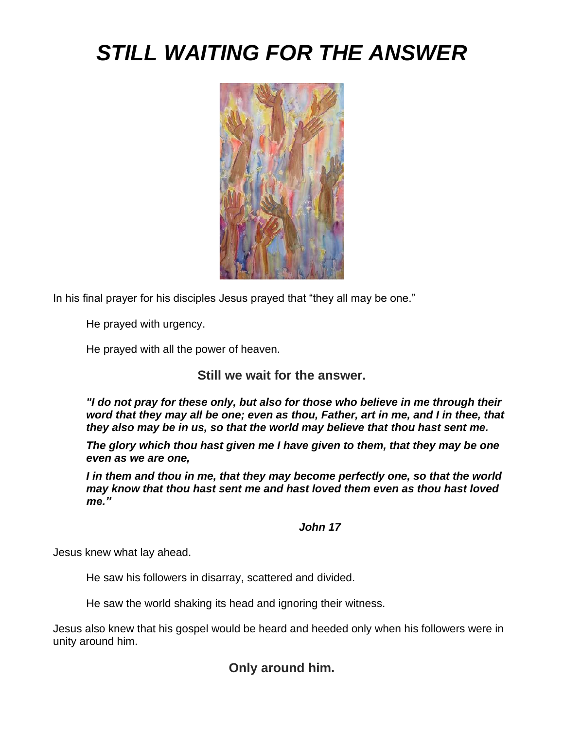# *STILL WAITING FOR THE ANSWER*

In his final prayer for his disciples Jesus prayed that "they all may be one."

He prayed with urgency.

He prayed with all the power of heaven.

**Still we wait for the answer.**

***"I do not pray for these only, but also for those who believe in me through their word that they may all be one; even as thou, Father, art in me, and I in thee, that they also may be in us, so that the world may believe that thou hast sent me.***

***The glory which thou hast given me I have given to them, that they may be one even as we are one,***

***I in them and thou in me, that they may become perfectly one, so that the world may know that thou hast sent me and hast loved them even as thou hast loved me."***

***John 17***

Jesus knew what lay ahead.

He saw his followers in disarray, scattered and divided.

He saw the world shaking its head and ignoring their witness.

Jesus also knew that his gospel would be heard and heeded only when his followers were in unity around him.

**Only around him.**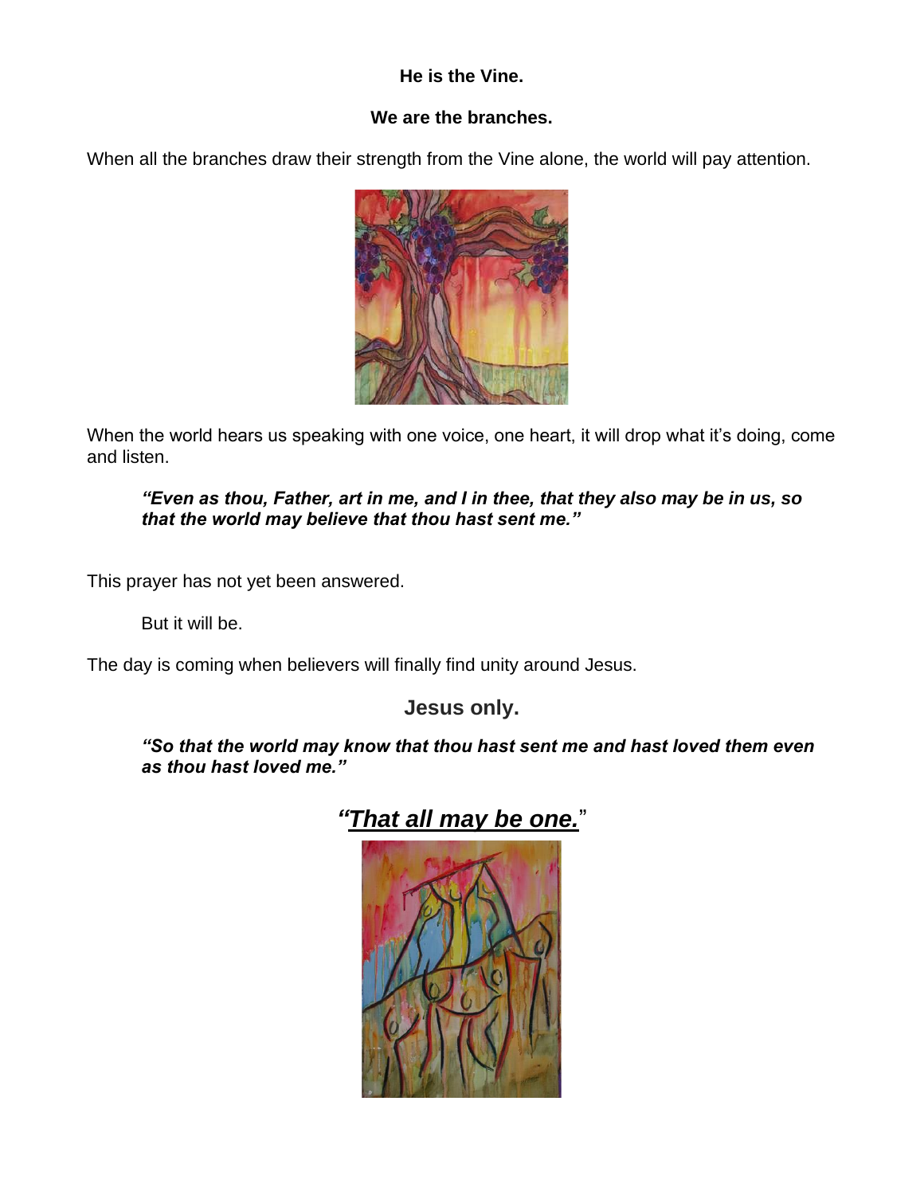**He is the Vine.**

**We are the branches.**

When all the branches draw their strength from the Vine alone, the world will pay attention.

When the world hears us speaking with one voice, one heart, it will drop what it's doing, come and listen.

> ***"Even as thou, Father, art in me, and I in thee, that they also may be in us, so that the world may believe that thou hast sent me."***

This prayer has not yet been answered.

But it will be.

The day is coming when believers will finally find unity around Jesus.

**Jesus only.**

> ***"So that the world may know that thou hast sent me and hast loved them even as thou hast loved me."***

***"<u>That all may be one.</u>"***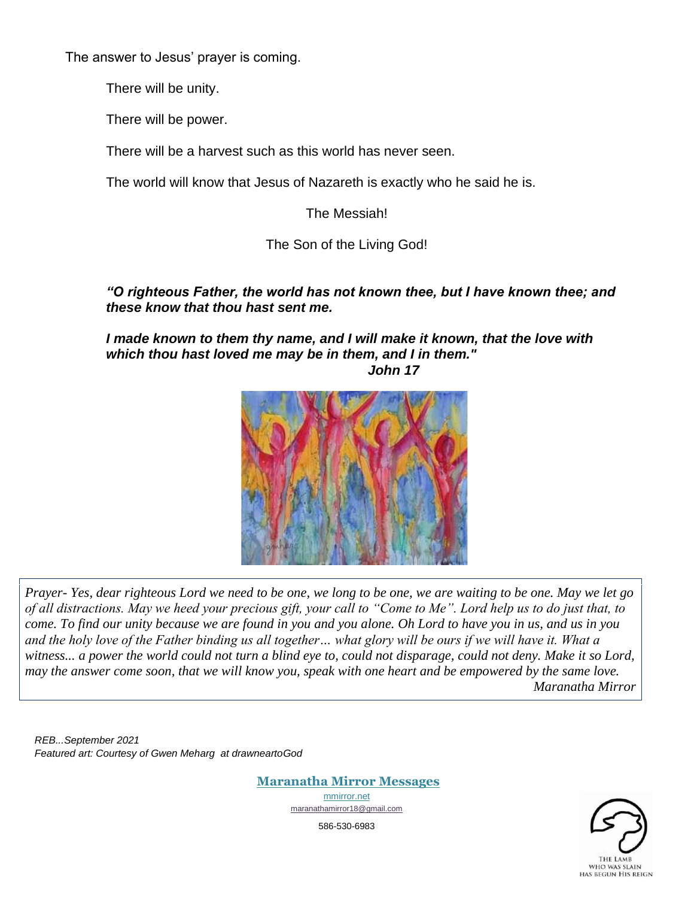The answer to Jesus' prayer is coming.

There will be unity.

There will be power.

There will be a harvest such as this world has never seen.

The world will know that Jesus of Nazareth is exactly who he said he is.

The Messiah!

The Son of the Living God!

***"O righteous Father, the world has not known thee, but I have known thee; and these know that thou hast sent me.***

***I made known to them thy name, and I will make it known, that the love with which thou hast loved me may be in them, and I in them."***

***John 17***

*Prayer- Yes, dear righteous Lord we need to be one, we long to be one, we are waiting to be one. May we let go of all distractions. May we heed your precious gift, your call to "Come to Me". Lord help us to do just that, to come. To find our unity because we are found in you and you alone. Oh Lord to have you in us, and us in you and the holy love of the Father binding us all together… what glory will be ours if we will have it. What a witness... a power the world could not turn a blind eye to, could not disparage, could not deny. Make it so Lord, may the answer come soon, that we will know you, speak with one heart and be empowered by the same love.*

*Maranatha Mirror*

*REB...September 2021*
*Featured art: Courtesy of Gwen Meharg at drawneartoGod*

**Maranatha Mirror Messages**

mmirror.net
maranathamirror18@gmail.com

586-530-6983

THE LAMB WHO WAS SLAIN HAS BEGUN HIS REIGN